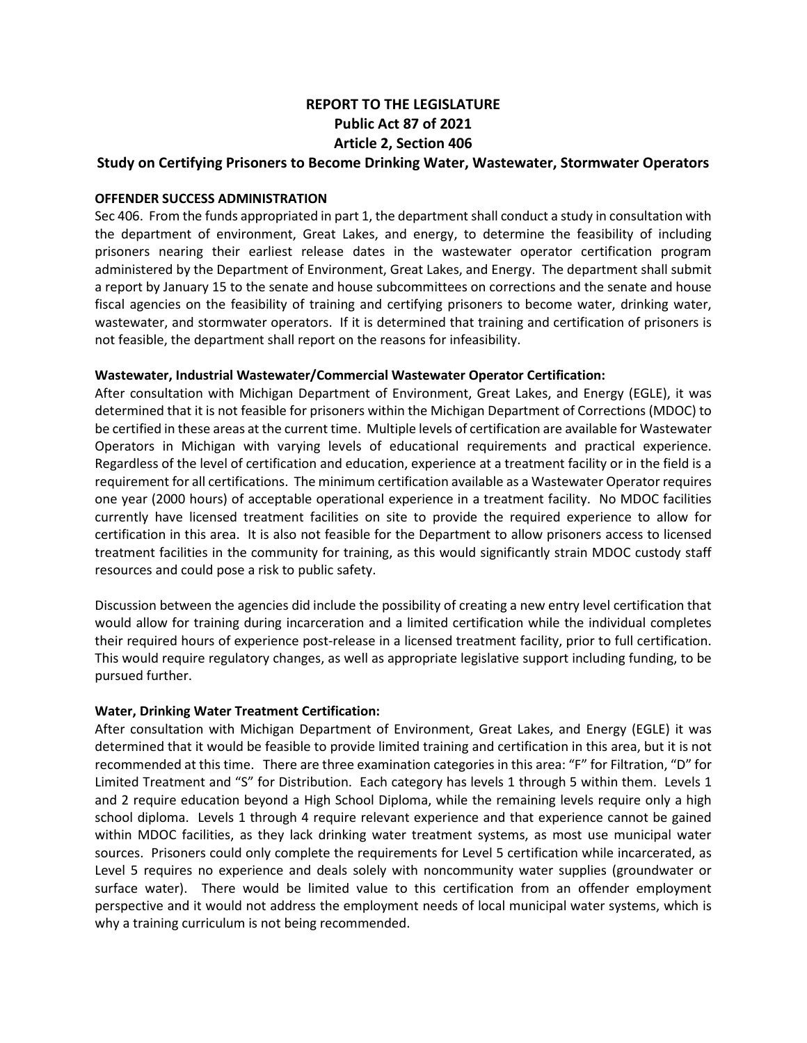# REPORT TO THE LEGISLATURE
## Public Act 87 of 2021
## Article 2, Section 406
## Study on Certifying Prisoners to Become Drinking Water, Wastewater, Stormwater Operators

**OFFENDER SUCCESS ADMINISTRATION**

Sec 406. From the funds appropriated in part 1, the department shall conduct a study in consultation with the department of environment, Great Lakes, and energy, to determine the feasibility of including prisoners nearing their earliest release dates in the wastewater operator certification program administered by the Department of Environment, Great Lakes, and Energy. The department shall submit a report by January 15 to the senate and house subcommittees on corrections and the senate and house fiscal agencies on the feasibility of training and certifying prisoners to become water, drinking water, wastewater, and stormwater operators. If it is determined that training and certification of prisoners is not feasible, the department shall report on the reasons for infeasibility.

**Wastewater, Industrial Wastewater/Commercial Wastewater Operator Certification:**

After consultation with Michigan Department of Environment, Great Lakes, and Energy (EGLE), it was determined that it is not feasible for prisoners within the Michigan Department of Corrections (MDOC) to be certified in these areas at the current time. Multiple levels of certification are available for Wastewater Operators in Michigan with varying levels of educational requirements and practical experience. Regardless of the level of certification and education, experience at a treatment facility or in the field is a requirement for all certifications. The minimum certification available as a Wastewater Operator requires one year (2000 hours) of acceptable operational experience in a treatment facility. No MDOC facilities currently have licensed treatment facilities on site to provide the required experience to allow for certification in this area. It is also not feasible for the Department to allow prisoners access to licensed treatment facilities in the community for training, as this would significantly strain MDOC custody staff resources and could pose a risk to public safety.

Discussion between the agencies did include the possibility of creating a new entry level certification that would allow for training during incarceration and a limited certification while the individual completes their required hours of experience post-release in a licensed treatment facility, prior to full certification. This would require regulatory changes, as well as appropriate legislative support including funding, to be pursued further.

**Water, Drinking Water Treatment Certification:**

After consultation with Michigan Department of Environment, Great Lakes, and Energy (EGLE) it was determined that it would be feasible to provide limited training and certification in this area, but it is not recommended at this time. There are three examination categories in this area: "F" for Filtration, "D" for Limited Treatment and "S" for Distribution. Each category has levels 1 through 5 within them. Levels 1 and 2 require education beyond a High School Diploma, while the remaining levels require only a high school diploma. Levels 1 through 4 require relevant experience and that experience cannot be gained within MDOC facilities, as they lack drinking water treatment systems, as most use municipal water sources. Prisoners could only complete the requirements for Level 5 certification while incarcerated, as Level 5 requires no experience and deals solely with noncommunity water supplies (groundwater or surface water). There would be limited value to this certification from an offender employment perspective and it would not address the employment needs of local municipal water systems, which is why a training curriculum is not being recommended.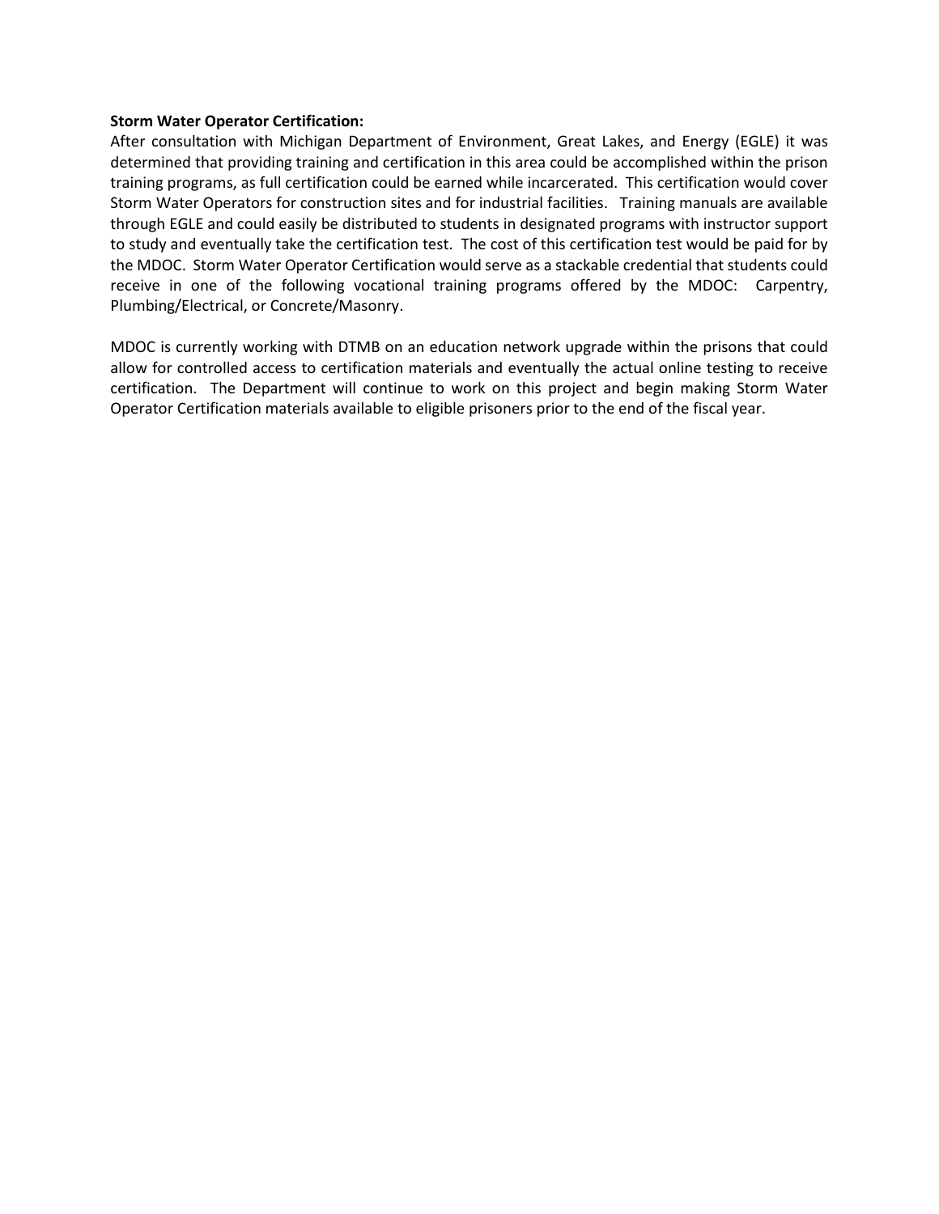**Storm Water Operator Certification:**

After consultation with Michigan Department of Environment, Great Lakes, and Energy (EGLE) it was determined that providing training and certification in this area could be accomplished within the prison training programs, as full certification could be earned while incarcerated. This certification would cover Storm Water Operators for construction sites and for industrial facilities. Training manuals are available through EGLE and could easily be distributed to students in designated programs with instructor support to study and eventually take the certification test. The cost of this certification test would be paid for by the MDOC. Storm Water Operator Certification would serve as a stackable credential that students could receive in one of the following vocational training programs offered by the MDOC: Carpentry, Plumbing/Electrical, or Concrete/Masonry.

MDOC is currently working with DTMB on an education network upgrade within the prisons that could allow for controlled access to certification materials and eventually the actual online testing to receive certification. The Department will continue to work on this project and begin making Storm Water Operator Certification materials available to eligible prisoners prior to the end of the fiscal year.